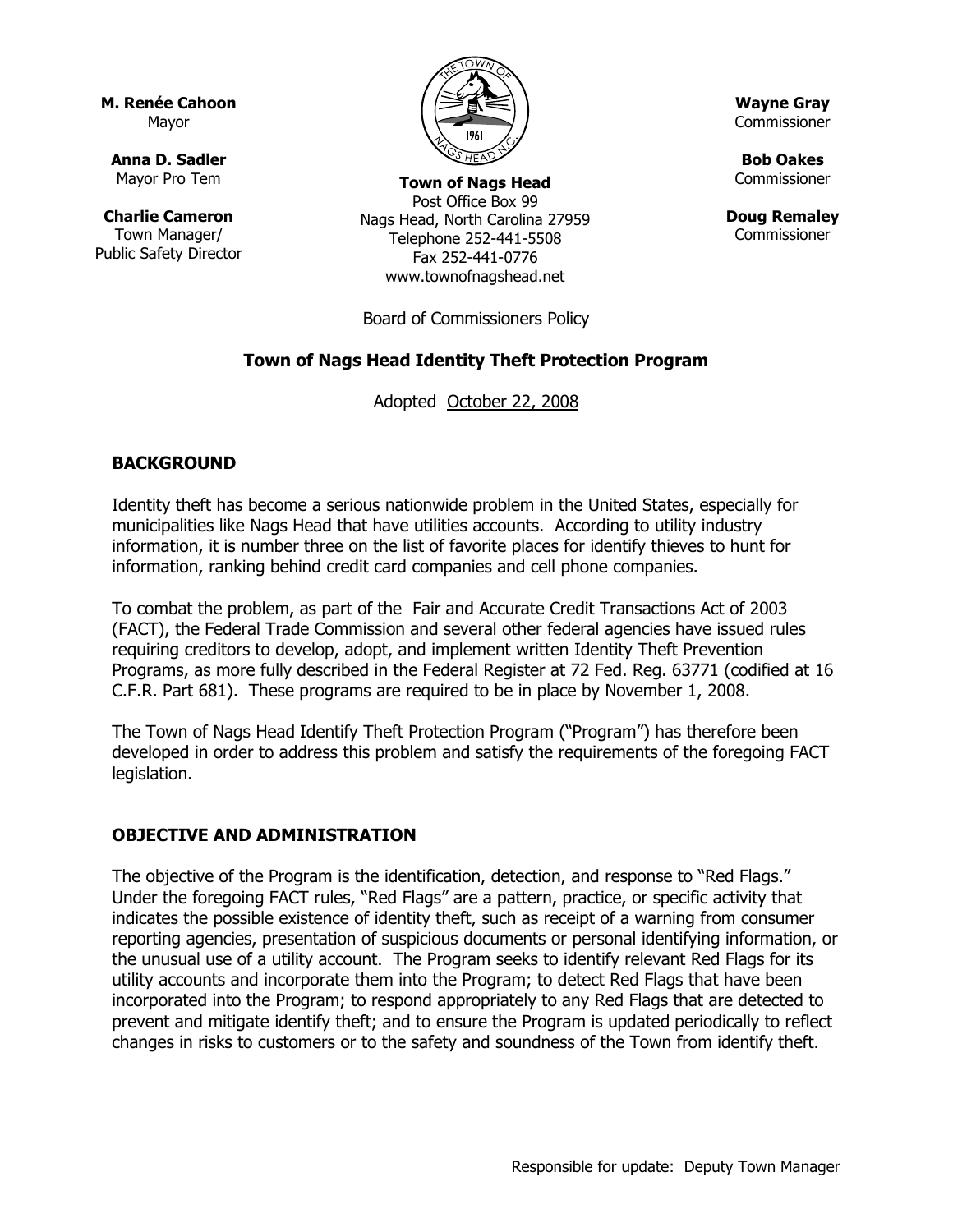**M. Renée Cahoon**
Mayor

**Anna D. Sadler**
Mayor Pro Tem

**Charlie Cameron**
Town Manager/
Public Safety Director

**Town of Nags Head**
Post Office Box 99
Nags Head, North Carolina 27959
Telephone 252-441-5508
Fax 252-441-0776
www.townofnagshead.net

**Wayne Gray**
Commissioner

**Bob Oakes**
Commissioner

**Doug Remaley**
Commissioner

Board of Commissioners Policy

# Town of Nags Head Identity Theft Protection Program

Adopted October 22, 2008

## BACKGROUND

Identity theft has become a serious nationwide problem in the United States, especially for municipalities like Nags Head that have utilities accounts. According to utility industry information, it is number three on the list of favorite places for identify thieves to hunt for information, ranking behind credit card companies and cell phone companies.

To combat the problem, as part of the Fair and Accurate Credit Transactions Act of 2003 (FACT), the Federal Trade Commission and several other federal agencies have issued rules requiring creditors to develop, adopt, and implement written Identity Theft Prevention Programs, as more fully described in the Federal Register at 72 Fed. Reg. 63771 (codified at 16 C.F.R. Part 681). These programs are required to be in place by November 1, 2008.

The Town of Nags Head Identify Theft Protection Program ("Program") has therefore been developed in order to address this problem and satisfy the requirements of the foregoing FACT legislation.

## OBJECTIVE AND ADMINISTRATION

The objective of the Program is the identification, detection, and response to "Red Flags." Under the foregoing FACT rules, "Red Flags" are a pattern, practice, or specific activity that indicates the possible existence of identity theft, such as receipt of a warning from consumer reporting agencies, presentation of suspicious documents or personal identifying information, or the unusual use of a utility account. The Program seeks to identify relevant Red Flags for its utility accounts and incorporate them into the Program; to detect Red Flags that have been incorporated into the Program; to respond appropriately to any Red Flags that are detected to prevent and mitigate identify theft; and to ensure the Program is updated periodically to reflect changes in risks to customers or to the safety and soundness of the Town from identify theft.

Responsible for update: Deputy Town Manager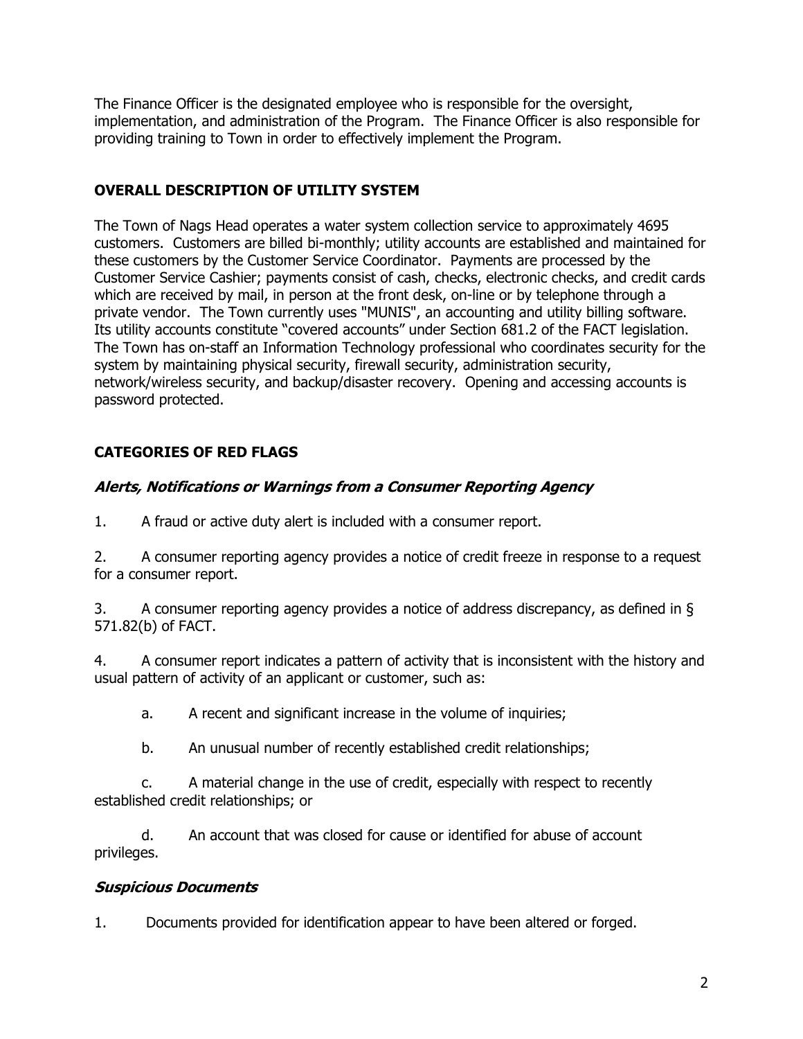The Finance Officer is the designated employee who is responsible for the oversight, implementation, and administration of the Program. The Finance Officer is also responsible for providing training to Town in order to effectively implement the Program.

## OVERALL DESCRIPTION OF UTILITY SYSTEM

The Town of Nags Head operates a water system collection service to approximately 4695 customers. Customers are billed bi-monthly; utility accounts are established and maintained for these customers by the Customer Service Coordinator. Payments are processed by the Customer Service Cashier; payments consist of cash, checks, electronic checks, and credit cards which are received by mail, in person at the front desk, on-line or by telephone through a private vendor. The Town currently uses "MUNIS", an accounting and utility billing software. Its utility accounts constitute "covered accounts" under Section 681.2 of the FACT legislation. The Town has on-staff an Information Technology professional who coordinates security for the system by maintaining physical security, firewall security, administration security, network/wireless security, and backup/disaster recovery. Opening and accessing accounts is password protected.

## CATEGORIES OF RED FLAGS

### *Alerts, Notifications or Warnings from a Consumer Reporting Agency*

1. A fraud or active duty alert is included with a consumer report.

2. A consumer reporting agency provides a notice of credit freeze in response to a request for a consumer report.

3. A consumer reporting agency provides a notice of address discrepancy, as defined in § 571.82(b) of FACT.

4. A consumer report indicates a pattern of activity that is inconsistent with the history and usual pattern of activity of an applicant or customer, such as:

   a. A recent and significant increase in the volume of inquiries;

   b. An unusual number of recently established credit relationships;

   c. A material change in the use of credit, especially with respect to recently established credit relationships; or

   d. An account that was closed for cause or identified for abuse of account privileges.

### *Suspicious Documents*

1. Documents provided for identification appear to have been altered or forged.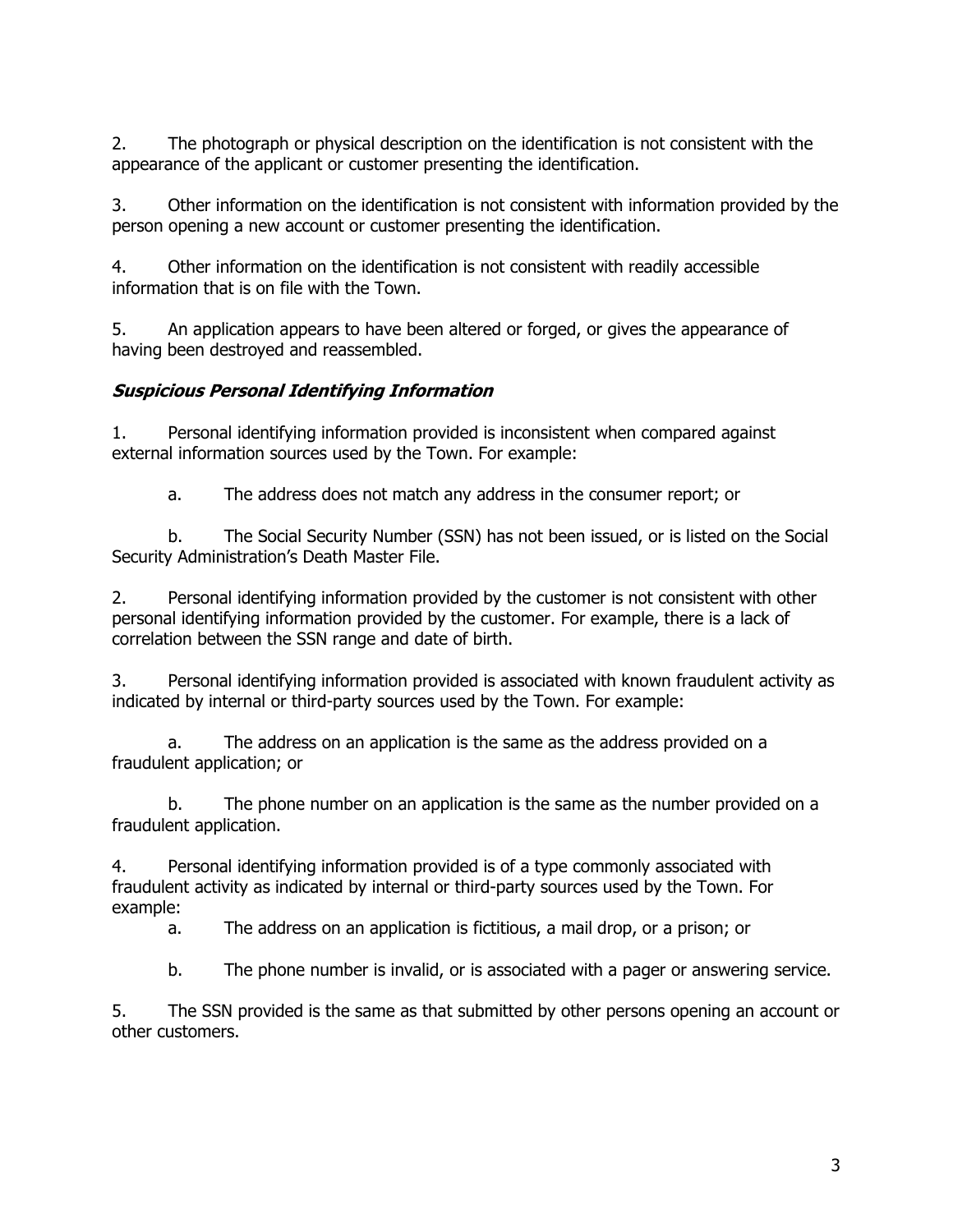2. The photograph or physical description on the identification is not consistent with the appearance of the applicant or customer presenting the identification.

3. Other information on the identification is not consistent with information provided by the person opening a new account or customer presenting the identification.

4. Other information on the identification is not consistent with readily accessible information that is on file with the Town.

5. An application appears to have been altered or forged, or gives the appearance of having been destroyed and reassembled.

### ***Suspicious Personal Identifying Information***

1. Personal identifying information provided is inconsistent when compared against external information sources used by the Town. For example:

    a. The address does not match any address in the consumer report; or

    b. The Social Security Number (SSN) has not been issued, or is listed on the Social Security Administration's Death Master File.

2. Personal identifying information provided by the customer is not consistent with other personal identifying information provided by the customer. For example, there is a lack of correlation between the SSN range and date of birth.

3. Personal identifying information provided is associated with known fraudulent activity as indicated by internal or third-party sources used by the Town. For example:

    a. The address on an application is the same as the address provided on a fraudulent application; or

    b. The phone number on an application is the same as the number provided on a fraudulent application.

4. Personal identifying information provided is of a type commonly associated with fraudulent activity as indicated by internal or third-party sources used by the Town. For example:

    a. The address on an application is fictitious, a mail drop, or a prison; or

    b. The phone number is invalid, or is associated with a pager or answering service.

5. The SSN provided is the same as that submitted by other persons opening an account or other customers.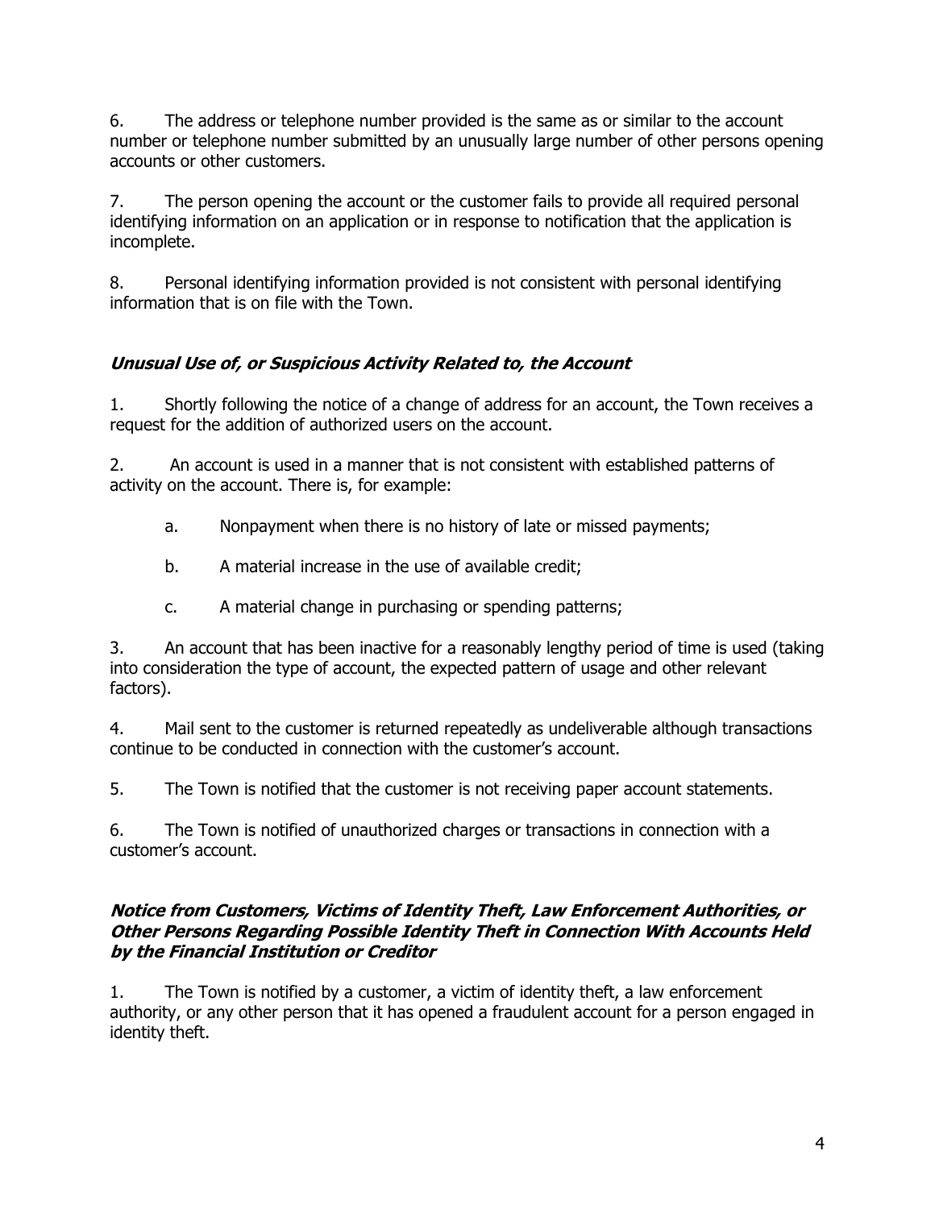6. The address or telephone number provided is the same as or similar to the account number or telephone number submitted by an unusually large number of other persons opening accounts or other customers.

7. The person opening the account or the customer fails to provide all required personal identifying information on an application or in response to notification that the application is incomplete.

8. Personal identifying information provided is not consistent with personal identifying information that is on file with the Town.

### ***Unusual Use of, or Suspicious Activity Related to, the Account***

1. Shortly following the notice of a change of address for an account, the Town receives a request for the addition of authorized users on the account.

2. An account is used in a manner that is not consistent with established patterns of activity on the account. There is, for example:

   a. Nonpayment when there is no history of late or missed payments;

   b. A material increase in the use of available credit;

   c. A material change in purchasing or spending patterns;

3. An account that has been inactive for a reasonably lengthy period of time is used (taking into consideration the type of account, the expected pattern of usage and other relevant factors).

4. Mail sent to the customer is returned repeatedly as undeliverable although transactions continue to be conducted in connection with the customer's account.

5. The Town is notified that the customer is not receiving paper account statements.

6. The Town is notified of unauthorized charges or transactions in connection with a customer's account.

### ***Notice from Customers, Victims of Identity Theft, Law Enforcement Authorities, or Other Persons Regarding Possible Identity Theft in Connection With Accounts Held by the Financial Institution or Creditor***

1. The Town is notified by a customer, a victim of identity theft, a law enforcement authority, or any other person that it has opened a fraudulent account for a person engaged in identity theft.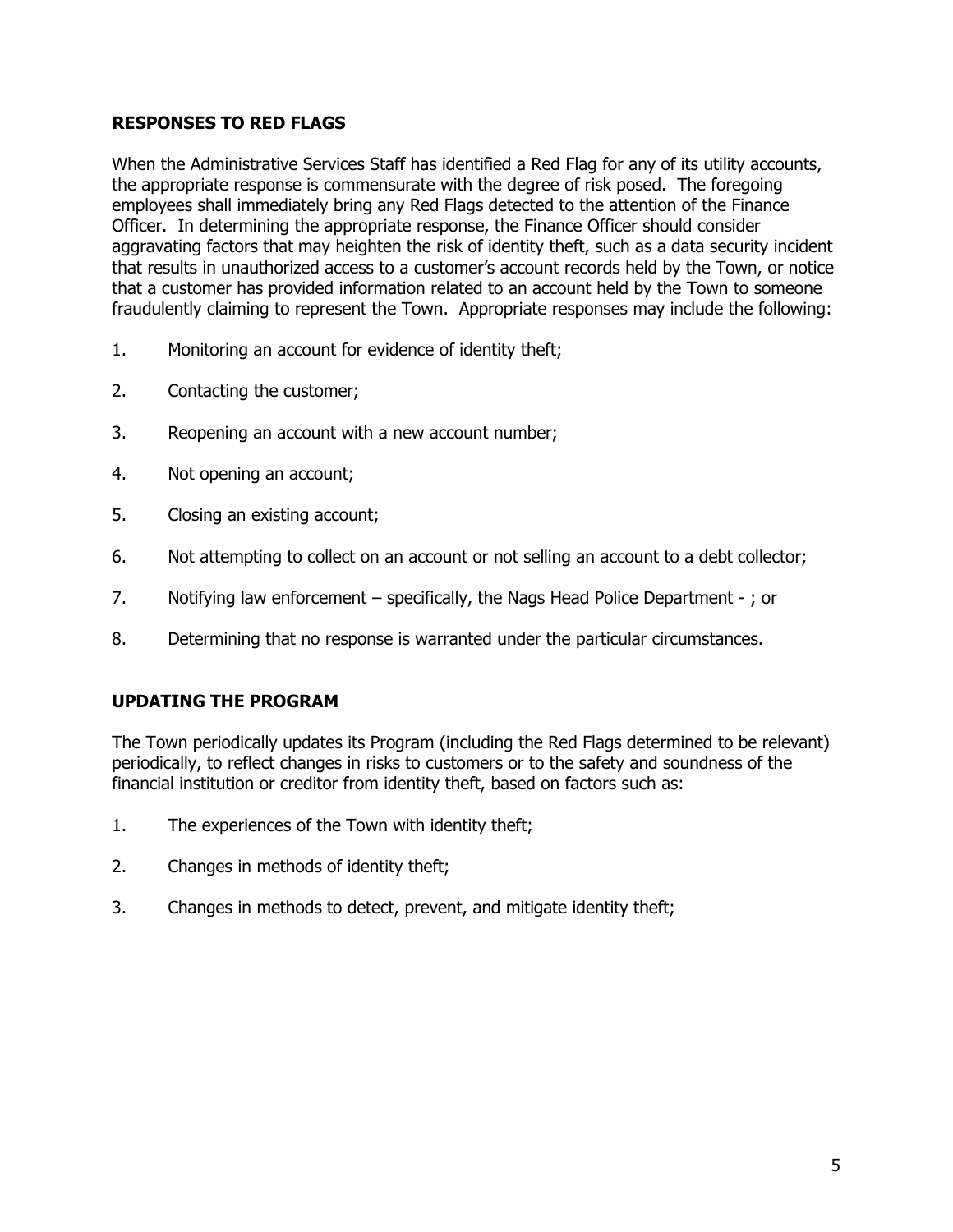## RESPONSES TO RED FLAGS

When the Administrative Services Staff has identified a Red Flag for any of its utility accounts, the appropriate response is commensurate with the degree of risk posed. The foregoing employees shall immediately bring any Red Flags detected to the attention of the Finance Officer. In determining the appropriate response, the Finance Officer should consider aggravating factors that may heighten the risk of identity theft, such as a data security incident that results in unauthorized access to a customer's account records held by the Town, or notice that a customer has provided information related to an account held by the Town to someone fraudulently claiming to represent the Town. Appropriate responses may include the following:

1. Monitoring an account for evidence of identity theft;
2. Contacting the customer;
3. Reopening an account with a new account number;
4. Not opening an account;
5. Closing an existing account;
6. Not attempting to collect on an account or not selling an account to a debt collector;
7. Notifying law enforcement – specifically, the Nags Head Police Department - ; or
8. Determining that no response is warranted under the particular circumstances.

## UPDATING THE PROGRAM

The Town periodically updates its Program (including the Red Flags determined to be relevant) periodically, to reflect changes in risks to customers or to the safety and soundness of the financial institution or creditor from identity theft, based on factors such as:

1. The experiences of the Town with identity theft;
2. Changes in methods of identity theft;
3. Changes in methods to detect, prevent, and mitigate identity theft;